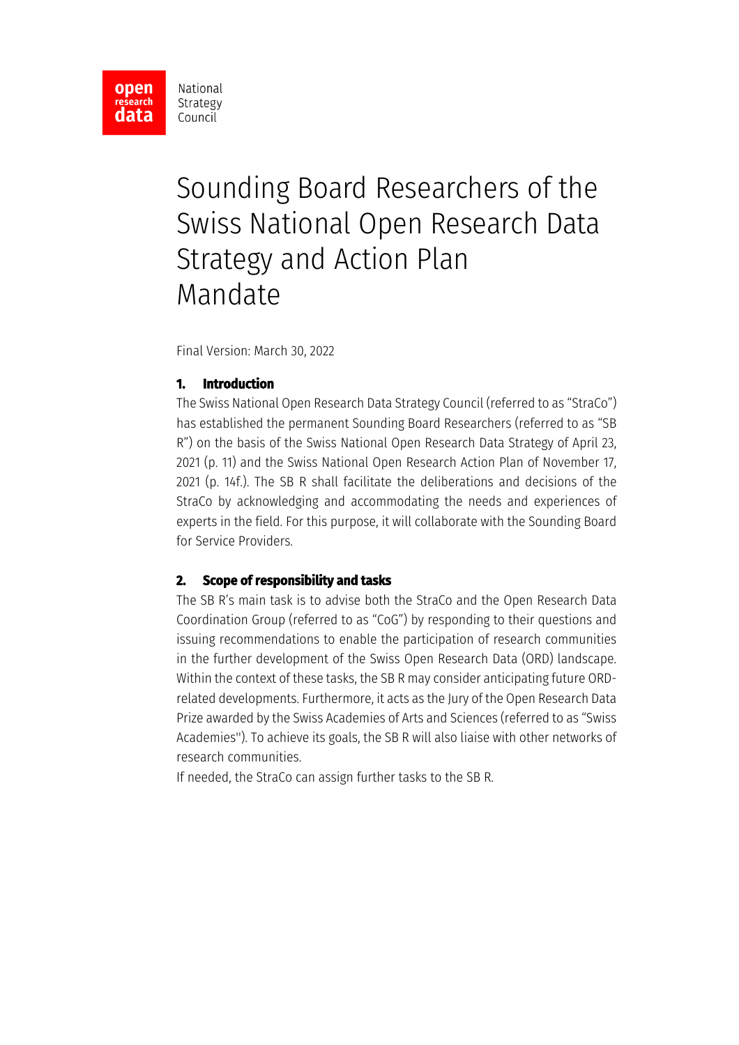open research data National Strategy Council

# Sounding Board Researchers of the Swiss National Open Research Data Strategy and Action Plan Mandate

Final Version: March 30, 2022

## 1. Introduction

The Swiss National Open Research Data Strategy Council (referred to as "StraCo") has established the permanent Sounding Board Researchers (referred to as "SB R") on the basis of the Swiss National Open Research Data Strategy of April 23, 2021 (p. 11) and the Swiss National Open Research Action Plan of November 17, 2021 (p. 14f.). The SB R shall facilitate the deliberations and decisions of the StraCo by acknowledging and accommodating the needs and experiences of experts in the field. For this purpose, it will collaborate with the Sounding Board for Service Providers.

## 2. Scope of responsibility and tasks

The SB R's main task is to advise both the StraCo and the Open Research Data Coordination Group (referred to as "CoG") by responding to their questions and issuing recommendations to enable the participation of research communities in the further development of the Swiss Open Research Data (ORD) landscape. Within the context of these tasks, the SB R may consider anticipating future ORD-related developments. Furthermore, it acts as the Jury of the Open Research Data Prize awarded by the Swiss Academies of Arts and Sciences (referred to as "Swiss Academies"). To achieve its goals, the SB R will also liaise with other networks of research communities.

If needed, the StraCo can assign further tasks to the SB R.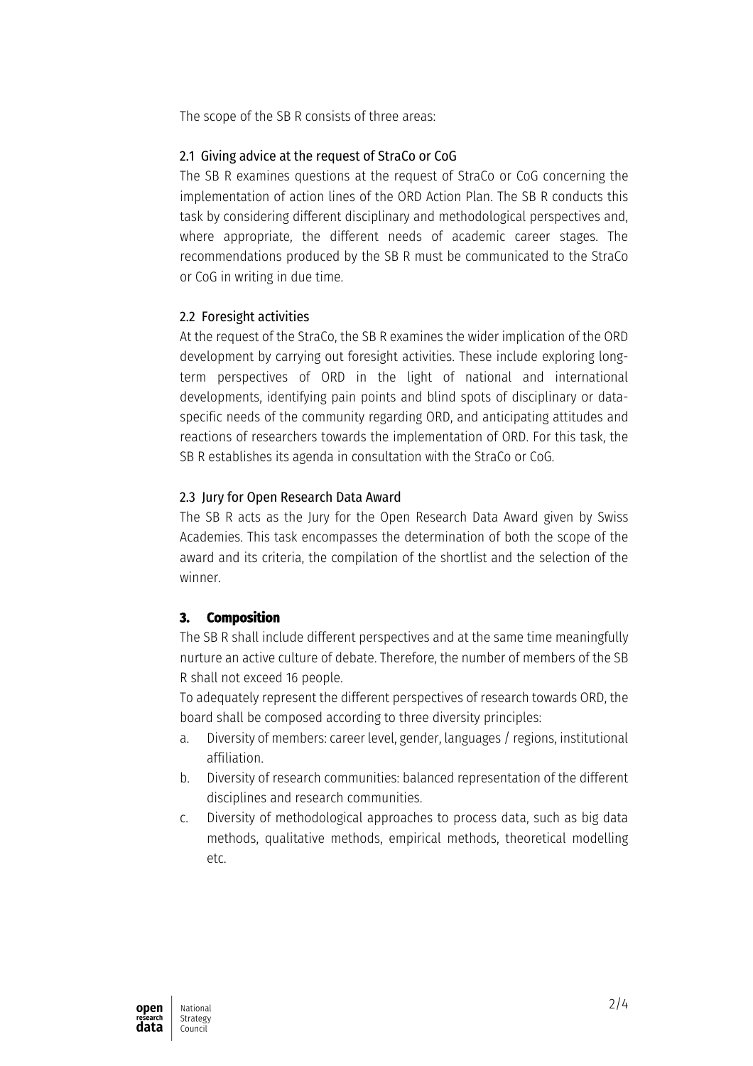The scope of the SB R consists of three areas:

### 2.1 Giving advice at the request of StraCo or CoG

The SB R examines questions at the request of StraCo or CoG concerning the implementation of action lines of the ORD Action Plan. The SB R conducts this task by considering different disciplinary and methodological perspectives and, where appropriate, the different needs of academic career stages. The recommendations produced by the SB R must be communicated to the StraCo or CoG in writing in due time.

### 2.2 Foresight activities

At the request of the StraCo, the SB R examines the wider implication of the ORD development by carrying out foresight activities. These include exploring long-term perspectives of ORD in the light of national and international developments, identifying pain points and blind spots of disciplinary or data-specific needs of the community regarding ORD, and anticipating attitudes and reactions of researchers towards the implementation of ORD. For this task, the SB R establishes its agenda in consultation with the StraCo or CoG.

### 2.3 Jury for Open Research Data Award

The SB R acts as the Jury for the Open Research Data Award given by Swiss Academies. This task encompasses the determination of both the scope of the award and its criteria, the compilation of the shortlist and the selection of the winner.

## 3. Composition

The SB R shall include different perspectives and at the same time meaningfully nurture an active culture of debate. Therefore, the number of members of the SB R shall not exceed 16 people.

To adequately represent the different perspectives of research towards ORD, the board shall be composed according to three diversity principles:

a. Diversity of members: career level, gender, languages / regions, institutional affiliation.
b. Diversity of research communities: balanced representation of the different disciplines and research communities.
c. Diversity of methodological approaches to process data, such as big data methods, qualitative methods, empirical methods, theoretical modelling etc.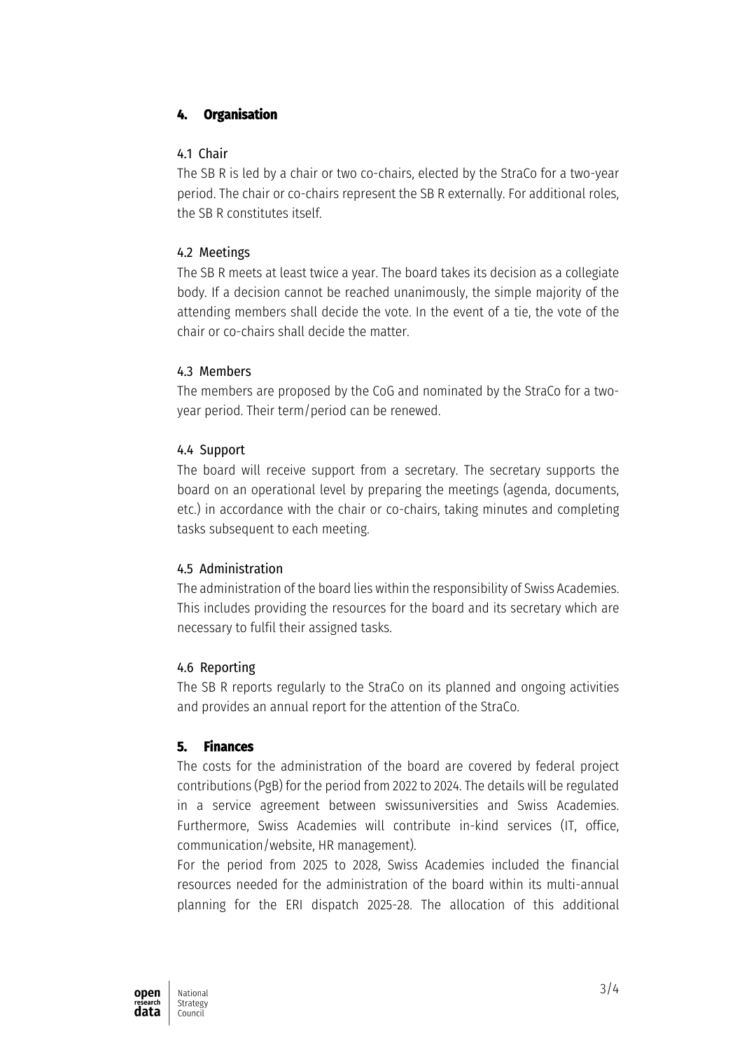## 4. Organisation

### 4.1 Chair

The SB R is led by a chair or two co-chairs, elected by the StraCo for a two-year period. The chair or co-chairs represent the SB R externally. For additional roles, the SB R constitutes itself.

### 4.2 Meetings

The SB R meets at least twice a year. The board takes its decision as a collegiate body. If a decision cannot be reached unanimously, the simple majority of the attending members shall decide the vote. In the event of a tie, the vote of the chair or co-chairs shall decide the matter.

### 4.3 Members

The members are proposed by the CoG and nominated by the StraCo for a two-year period. Their term/period can be renewed.

### 4.4 Support

The board will receive support from a secretary. The secretary supports the board on an operational level by preparing the meetings (agenda, documents, etc.) in accordance with the chair or co-chairs, taking minutes and completing tasks subsequent to each meeting.

### 4.5 Administration

The administration of the board lies within the responsibility of Swiss Academies. This includes providing the resources for the board and its secretary which are necessary to fulfil their assigned tasks.

### 4.6 Reporting

The SB R reports regularly to the StraCo on its planned and ongoing activities and provides an annual report for the attention of the StraCo.

## 5. Finances

The costs for the administration of the board are covered by federal project contributions (PgB) for the period from 2022 to 2024. The details will be regulated in a service agreement between swissuniversities and Swiss Academies. Furthermore, Swiss Academies will contribute in-kind services (IT, office, communication/website, HR management).

For the period from 2025 to 2028, Swiss Academies included the financial resources needed for the administration of the board within its multi-annual planning for the ERI dispatch 2025-28. The allocation of this additional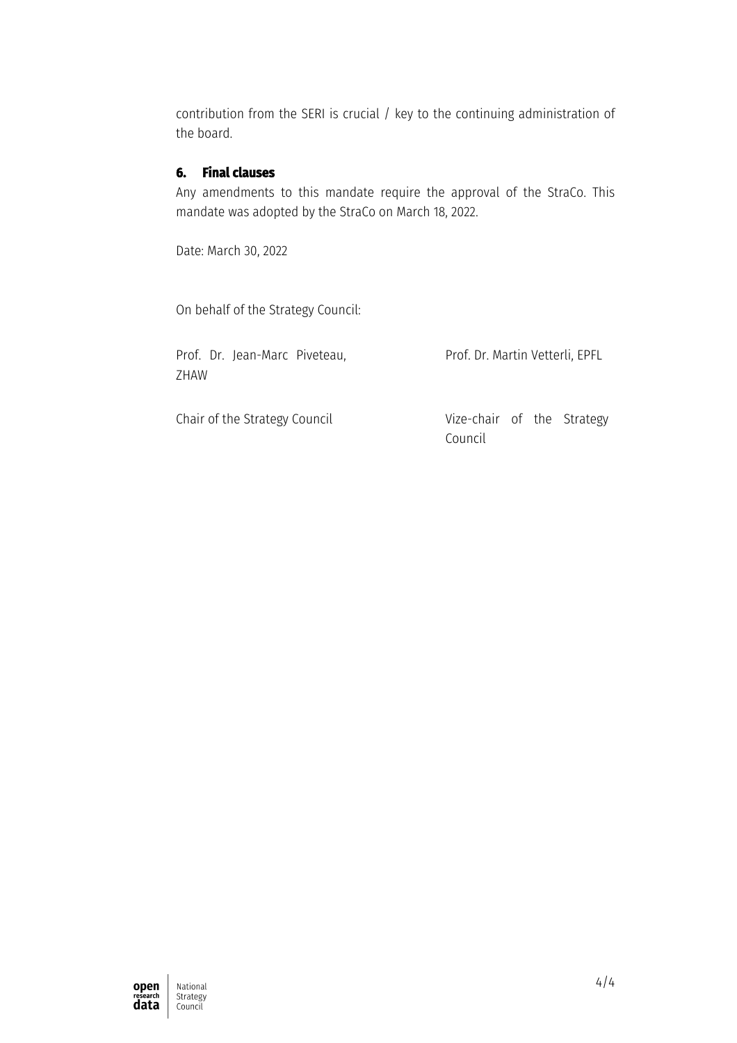contribution from the SERI is crucial / key to the continuing administration of the board.

## 6. Final clauses

Any amendments to this mandate require the approval of the StraCo. This mandate was adopted by the StraCo on March 18, 2022.

Date: March 30, 2022

On behalf of the Strategy Council:

| | |
|---|---|
| Prof. Dr. Jean-Marc Piveteau, ZHAW | Prof. Dr. Martin Vetterli, EPFL |
| Chair of the Strategy Council | Vize-chair of the Strategy Council |